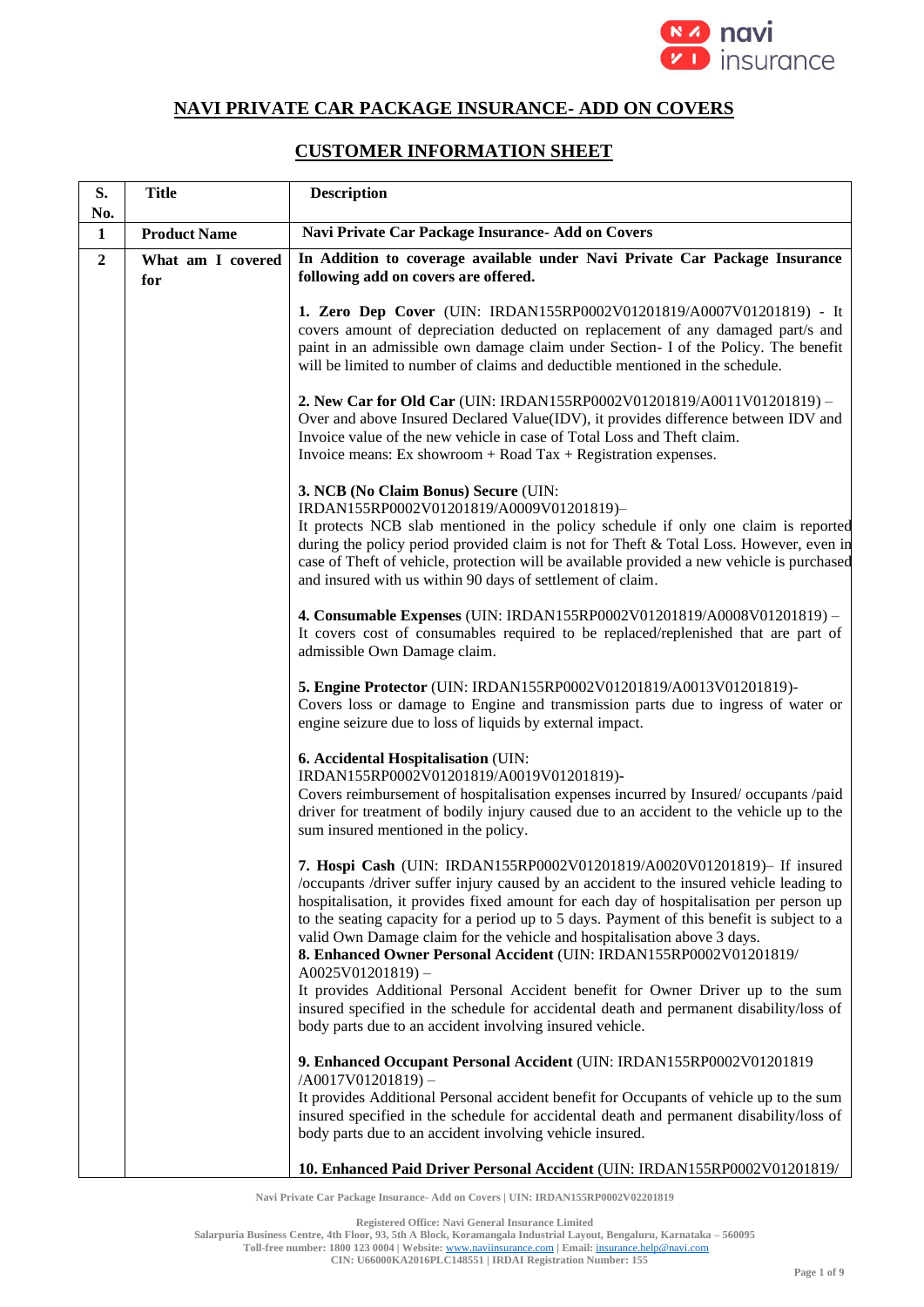# NAVI PRIVATE CAR PACKAGE INSURANCE- ADD ON COVERS

## CUSTOMER INFORMATION SHEET

| S. No. | Title | Description |
|---|---|---|
| 1 | **Product Name** | **Navi Private Car Package Insurance- Add on Covers** |
| 2 | **What am I covered for** | **In Addition to coverage available under Navi Private Car Package Insurance following add on covers are offered.**<br><br>**1. Zero Dep Cover** (UIN: IRDAN155RP0002V01201819/A0007V01201819) - It covers amount of depreciation deducted on replacement of any damaged part/s and paint in an admissible own damage claim under Section- I of the Policy. The benefit will be limited to number of claims and deductible mentioned in the schedule.<br><br>**2. New Car for Old Car** (UIN: IRDAN155RP0002V01201819/A0011V01201819) – Over and above Insured Declared Value(IDV), it provides difference between IDV and Invoice value of the new vehicle in case of Total Loss and Theft claim. Invoice means: Ex showroom + Road Tax + Registration expenses.<br><br>**3. NCB (No Claim Bonus) Secure** (UIN: IRDAN155RP0002V01201819/A0009V01201819)– It protects NCB slab mentioned in the policy schedule if only one claim is reported during the policy period provided claim is not for Theft & Total Loss. However, even in case of Theft of vehicle, protection will be available provided a new vehicle is purchased and insured with us within 90 days of settlement of claim.<br><br>**4. Consumable Expenses** (UIN: IRDAN155RP0002V01201819/A0008V01201819) – It covers cost of consumables required to be replaced/replenished that are part of admissible Own Damage claim.<br><br>**5. Engine Protector** (UIN: IRDAN155RP0002V01201819/A0013V01201819)- Covers loss or damage to Engine and transmission parts due to ingress of water or engine seizure due to loss of liquids by external impact.<br><br>**6. Accidental Hospitalisation** (UIN: IRDAN155RP0002V01201819/A0019V01201819)- Covers reimbursement of hospitalisation expenses incurred by Insured/ occupants /paid driver for treatment of bodily injury caused due to an accident to the vehicle up to the sum insured mentioned in the policy.<br><br>**7. Hospi Cash** (UIN: IRDAN155RP0002V01201819/A0020V01201819)– If insured /occupants /driver suffer injury caused by an accident to the insured vehicle leading to hospitalisation, it provides fixed amount for each day of hospitalisation per person up to the seating capacity for a period up to 5 days. Payment of this benefit is subject to a valid Own Damage claim for the vehicle and hospitalisation above 3 days.<br>**8. Enhanced Owner Personal Accident** (UIN: IRDAN155RP0002V01201819/ A0025V01201819) – It provides Additional Personal Accident benefit for Owner Driver up to the sum insured specified in the schedule for accidental death and permanent disability/loss of body parts due to an accident involving insured vehicle.<br><br>**9. Enhanced Occupant Personal Accident** (UIN: IRDAN155RP0002V01201819 /A0017V01201819) – It provides Additional Personal accident benefit for Occupants of vehicle up to the sum insured specified in the schedule for accidental death and permanent disability/loss of body parts due to an accident involving vehicle insured.<br><br>**10. Enhanced Paid Driver Personal Accident** (UIN: IRDAN155RP0002V01201819/ |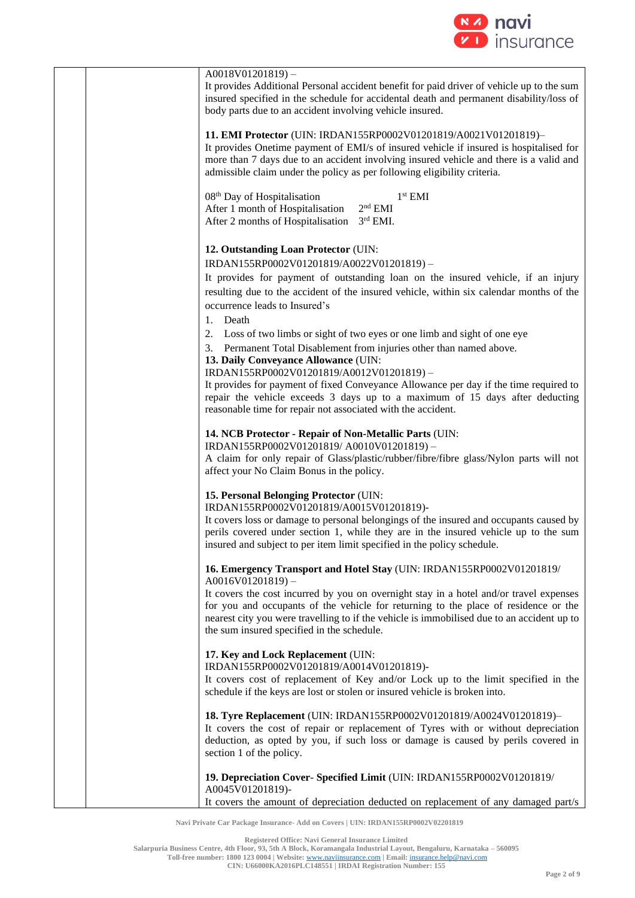A0018V01201819) –
It provides Additional Personal accident benefit for paid driver of vehicle up to the sum insured specified in the schedule for accidental death and permanent disability/loss of body parts due to an accident involving vehicle insured.

**11. EMI Protector** (UIN: IRDAN155RP0002V01201819/A0021V01201819)–
It provides Onetime payment of EMI/s of insured vehicle if insured is hospitalised for more than 7 days due to an accident involving insured vehicle and there is a valid and admissible claim under the policy as per following eligibility criteria.

| | |
|---|---|
| 08th Day of Hospitalisation | 1st EMI |
| After 1 month of Hospitalisation | 2nd EMI |
| After 2 months of Hospitalisation | 3rd EMI. |

**12. Outstanding Loan Protector** (UIN: IRDAN155RP0002V01201819/A0022V01201819) –
It provides for payment of outstanding loan on the insured vehicle, if an injury resulting due to the accident of the insured vehicle, within six calendar months of the occurrence leads to Insured's

1. Death
2. Loss of two limbs or sight of two eyes or one limb and sight of one eye
3. Permanent Total Disablement from injuries other than named above.

**13. Daily Conveyance Allowance** (UIN: IRDAN155RP0002V01201819/A0012V01201819) –
It provides for payment of fixed Conveyance Allowance per day if the time required to repair the vehicle exceeds 3 days up to a maximum of 15 days after deducting reasonable time for repair not associated with the accident.

**14. NCB Protector - Repair of Non-Metallic Parts** (UIN: IRDAN155RP0002V01201819/ A0010V01201819) –
A claim for only repair of Glass/plastic/rubber/fibre/fibre glass/Nylon parts will not affect your No Claim Bonus in the policy.

**15. Personal Belonging Protector** (UIN: IRDAN155RP0002V01201819/A0015V01201819)-
It covers loss or damage to personal belongings of the insured and occupants caused by perils covered under section 1, while they are in the insured vehicle up to the sum insured and subject to per item limit specified in the policy schedule.

**16. Emergency Transport and Hotel Stay** (UIN: IRDAN155RP0002V01201819/ A0016V01201819) –
It covers the cost incurred by you on overnight stay in a hotel and/or travel expenses for you and occupants of the vehicle for returning to the place of residence or the nearest city you were travelling to if the vehicle is immobilised due to an accident up to the sum insured specified in the schedule.

**17. Key and Lock Replacement** (UIN: IRDAN155RP0002V01201819/A0014V01201819)-
It covers cost of replacement of Key and/or Lock up to the limit specified in the schedule if the keys are lost or stolen or insured vehicle is broken into.

**18. Tyre Replacement** (UIN: IRDAN155RP0002V01201819/A0024V01201819)–
It covers the cost of repair or replacement of Tyres with or without depreciation deduction, as opted by you, if such loss or damage is caused by perils covered in section 1 of the policy.

**19. Depreciation Cover- Specified Limit** (UIN: IRDAN155RP0002V01201819/ A0045V01201819)-
It covers the amount of depreciation deducted on replacement of any damaged part/s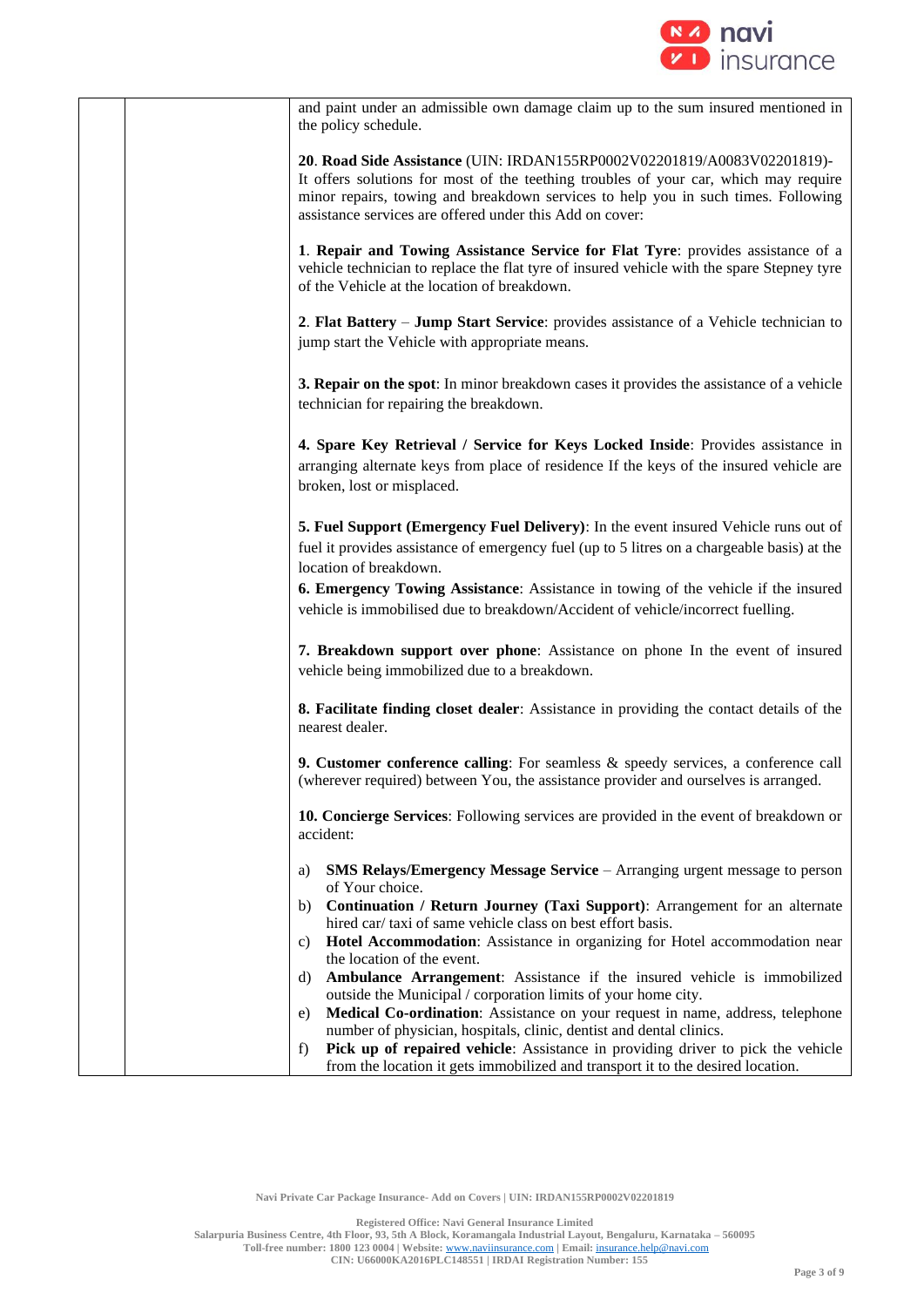| | | and paint under an admissible own damage claim up to the sum insured mentioned in the policy schedule.<br><br>20. **Road Side Assistance** (UIN: IRDAN155RP0002V02201819/A0083V02201819)- It offers solutions for most of the teething troubles of your car, which may require minor repairs, towing and breakdown services to help you in such times. Following assistance services are offered under this Add on cover:<br><br>1. **Repair and Towing Assistance Service for Flat Tyre**: provides assistance of a vehicle technician to replace the flat tyre of insured vehicle with the spare Stepney tyre of the Vehicle at the location of breakdown.<br><br>2. **Flat Battery** – **Jump Start Service**: provides assistance of a Vehicle technician to jump start the Vehicle with appropriate means.<br><br>**3. Repair on the spot**: In minor breakdown cases it provides the assistance of a vehicle technician for repairing the breakdown.<br><br>**4. Spare Key Retrieval / Service for Keys Locked Inside**: Provides assistance in arranging alternate keys from place of residence If the keys of the insured vehicle are broken, lost or misplaced.<br><br>**5. Fuel Support (Emergency Fuel Delivery)**: In the event insured Vehicle runs out of fuel it provides assistance of emergency fuel (up to 5 litres on a chargeable basis) at the location of breakdown.<br>**6. Emergency Towing Assistance**: Assistance in towing of the vehicle if the insured vehicle is immobilised due to breakdown/Accident of vehicle/incorrect fuelling.<br><br>**7. Breakdown support over phone**: Assistance on phone In the event of insured vehicle being immobilized due to a breakdown.<br><br>**8. Facilitate finding closet dealer**: Assistance in providing the contact details of the nearest dealer.<br><br>**9. Customer conference calling**: For seamless & speedy services, a conference call (wherever required) between You, the assistance provider and ourselves is arranged.<br><br>**10. Concierge Services**: Following services are provided in the event of breakdown or accident:<br><br>a) **SMS Relays/Emergency Message Service** – Arranging urgent message to person of Your choice.<br>b) **Continuation / Return Journey (Taxi Support)**: Arrangement for an alternate hired car/ taxi of same vehicle class on best effort basis.<br>c) **Hotel Accommodation**: Assistance in organizing for Hotel accommodation near the location of the event.<br>d) **Ambulance Arrangement**: Assistance if the insured vehicle is immobilized outside the Municipal / corporation limits of your home city.<br>e) **Medical Co-ordination**: Assistance on your request in name, address, telephone number of physician, hospitals, clinic, dentist and dental clinics.<br>f) **Pick up of repaired vehicle**: Assistance in providing driver to pick the vehicle from the location it gets immobilized and transport it to the desired location. |
|---|---|---|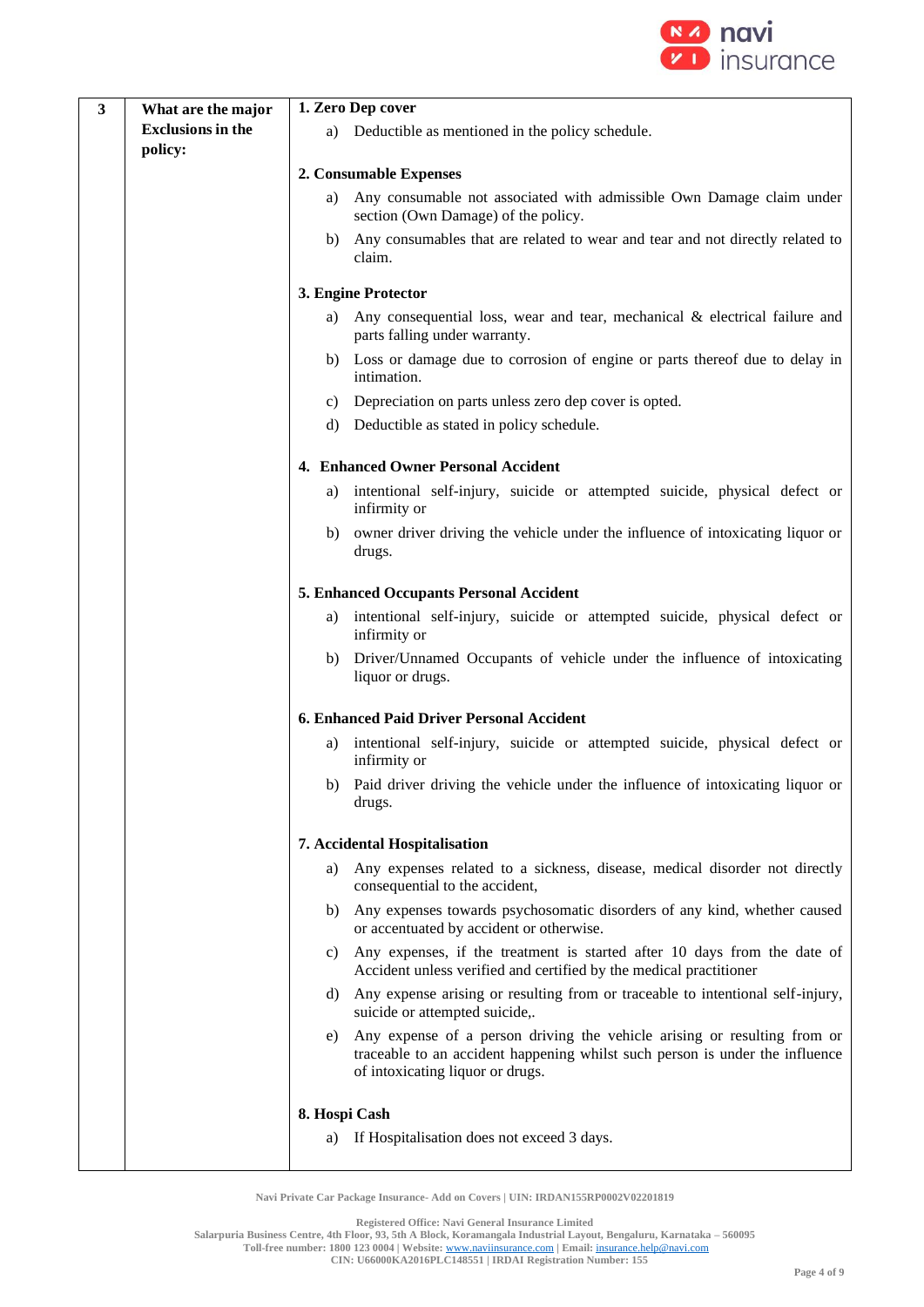| 3 | What are the major Exclusions in the policy: | **1. Zero Dep cover**<br><br>a) Deductible as mentioned in the policy schedule.<br><br>**2. Consumable Expenses**<br><br>a) Any consumable not associated with admissible Own Damage claim under section (Own Damage) of the policy.<br><br>b) Any consumables that are related to wear and tear and not directly related to claim.<br><br>**3. Engine Protector**<br><br>a) Any consequential loss, wear and tear, mechanical & electrical failure and parts falling under warranty.<br><br>b) Loss or damage due to corrosion of engine or parts thereof due to delay in intimation.<br><br>c) Depreciation on parts unless zero dep cover is opted.<br><br>d) Deductible as stated in policy schedule.<br><br>**4. Enhanced Owner Personal Accident**<br><br>a) intentional self-injury, suicide or attempted suicide, physical defect or infirmity or<br><br>b) owner driver driving the vehicle under the influence of intoxicating liquor or drugs.<br><br>**5. Enhanced Occupants Personal Accident**<br><br>a) intentional self-injury, suicide or attempted suicide, physical defect or infirmity or<br><br>b) Driver/Unnamed Occupants of vehicle under the influence of intoxicating liquor or drugs.<br><br>**6. Enhanced Paid Driver Personal Accident**<br><br>a) intentional self-injury, suicide or attempted suicide, physical defect or infirmity or<br><br>b) Paid driver driving the vehicle under the influence of intoxicating liquor or drugs.<br><br>**7. Accidental Hospitalisation**<br><br>a) Any expenses related to a sickness, disease, medical disorder not directly consequential to the accident,<br><br>b) Any expenses towards psychosomatic disorders of any kind, whether caused or accentuated by accident or otherwise.<br><br>c) Any expenses, if the treatment is started after 10 days from the date of Accident unless verified and certified by the medical practitioner<br><br>d) Any expense arising or resulting from or traceable to intentional self-injury, suicide or attempted suicide,.<br><br>e) Any expense of a person driving the vehicle arising or resulting from or traceable to an accident happening whilst such person is under the influence of intoxicating liquor or drugs.<br><br>**8. Hospi Cash**<br><br>a) If Hospitalisation does not exceed 3 days. |
|---|---|---|

Navi Private Car Package Insurance- Add on Covers | UIN: IRDAN155RP0002V02201819

Registered Office: Navi General Insurance Limited
Salarpuria Business Centre, 4th Floor, 93, 5th A Block, Koramangala Industrial Layout, Bengaluru, Karnataka – 560095
Toll-free number: 1800 123 0004 | Website: www.naviinsurance.com | Email: insurance.help@navi.com
CIN: U66000KA2016PLC148551 | IRDAI Registration Number: 155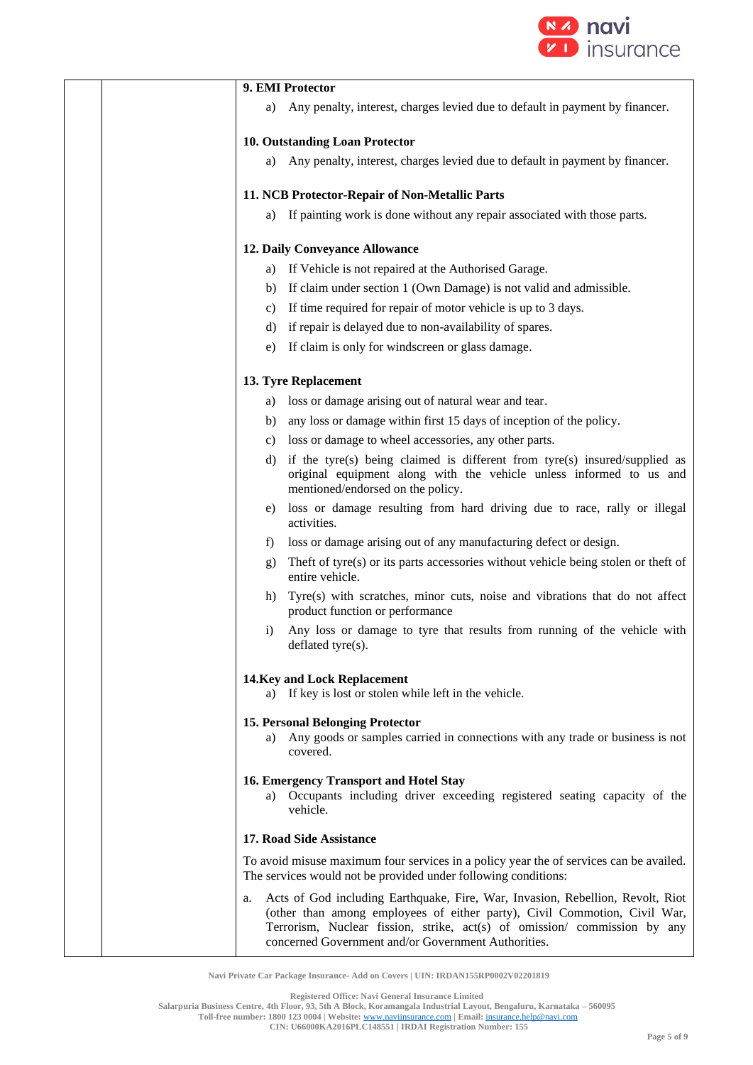**9. EMI Protector**

a) Any penalty, interest, charges levied due to default in payment by financer.

**10. Outstanding Loan Protector**

a) Any penalty, interest, charges levied due to default in payment by financer.

**11. NCB Protector-Repair of Non-Metallic Parts**

a) If painting work is done without any repair associated with those parts.

**12. Daily Conveyance Allowance**

a) If Vehicle is not repaired at the Authorised Garage.
b) If claim under section 1 (Own Damage) is not valid and admissible.
c) If time required for repair of motor vehicle is up to 3 days.
d) if repair is delayed due to non-availability of spares.
e) If claim is only for windscreen or glass damage.

**13. Tyre Replacement**

a) loss or damage arising out of natural wear and tear.
b) any loss or damage within first 15 days of inception of the policy.
c) loss or damage to wheel accessories, any other parts.
d) if the tyre(s) being claimed is different from tyre(s) insured/supplied as original equipment along with the vehicle unless informed to us and mentioned/endorsed on the policy.
e) loss or damage resulting from hard driving due to race, rally or illegal activities.
f) loss or damage arising out of any manufacturing defect or design.
g) Theft of tyre(s) or its parts accessories without vehicle being stolen or theft of entire vehicle.
h) Tyre(s) with scratches, minor cuts, noise and vibrations that do not affect product function or performance
i) Any loss or damage to tyre that results from running of the vehicle with deflated tyre(s).

**14.Key and Lock Replacement**

a) If key is lost or stolen while left in the vehicle.

**15. Personal Belonging Protector**

a) Any goods or samples carried in connections with any trade or business is not covered.

**16. Emergency Transport and Hotel Stay**

a) Occupants including driver exceeding registered seating capacity of the vehicle.

**17. Road Side Assistance**

To avoid misuse maximum four services in a policy year the of services can be availed. The services would not be provided under following conditions:

a. Acts of God including Earthquake, Fire, War, Invasion, Rebellion, Revolt, Riot (other than among employees of either party), Civil Commotion, Civil War, Terrorism, Nuclear fission, strike, act(s) of omission/ commission by any concerned Government and/or Government Authorities.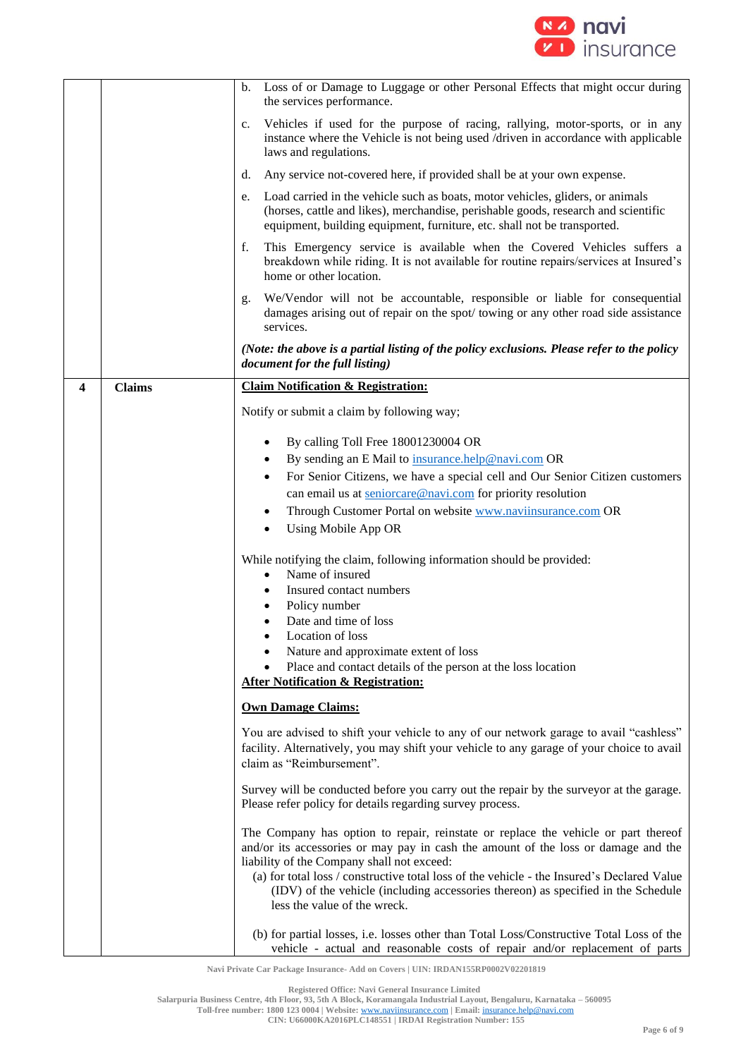| | | |
|---|---|---|
| | | b. Loss of or Damage to Luggage or other Personal Effects that might occur during the services performance.<br><br>c. Vehicles if used for the purpose of racing, rallying, motor-sports, or in any instance where the Vehicle is not being used /driven in accordance with applicable laws and regulations.<br><br>d. Any service not-covered here, if provided shall be at your own expense.<br><br>e. Load carried in the vehicle such as boats, motor vehicles, gliders, or animals (horses, cattle and likes), merchandise, perishable goods, research and scientific equipment, building equipment, furniture, etc. shall not be transported.<br><br>f. This Emergency service is available when the Covered Vehicles suffers a breakdown while riding. It is not available for routine repairs/services at Insured's home or other location.<br><br>g. We/Vendor will not be accountable, responsible or liable for consequential damages arising out of repair on the spot/ towing or any other road side assistance services.<br><br>***(Note: the above is a partial listing of the policy exclusions. Please refer to the policy document for the full listing)*** |
| **4** | **Claims** | **<u>Claim Notification & Registration:</u>**<br><br>Notify or submit a claim by following way;<br><br>• By calling Toll Free 18001230004 OR<br>• By sending an E Mail to insurance.help@navi.com OR<br>• For Senior Citizens, we have a special cell and Our Senior Citizen customers can email us at seniorcare@navi.com for priority resolution<br>• Through Customer Portal on website www.naviinsurance.com OR<br>• Using Mobile App OR<br><br>While notifying the claim, following information should be provided:<br>• Name of insured<br>• Insured contact numbers<br>• Policy number<br>• Date and time of loss<br>• Location of loss<br>• Nature and approximate extent of loss<br>• Place and contact details of the person at the loss location<br><br>**<u>After Notification & Registration:</u>**<br><br>**<u>Own Damage Claims:</u>**<br><br>You are advised to shift your vehicle to any of our network garage to avail "cashless" facility. Alternatively, you may shift your vehicle to any garage of your choice to avail claim as "Reimbursement".<br><br>Survey will be conducted before you carry out the repair by the surveyor at the garage. Please refer policy for details regarding survey process.<br><br>The Company has option to repair, reinstate or replace the vehicle or part thereof and/or its accessories or may pay in cash the amount of the loss or damage and the liability of the Company shall not exceed:<br>(a) for total loss / constructive total loss of the vehicle - the Insured's Declared Value (IDV) of the vehicle (including accessories thereon) as specified in the Schedule less the value of the wreck.<br><br>(b) for partial losses, i.e. losses other than Total Loss/Constructive Total Loss of the vehicle - actual and reasonable costs of repair and/or replacement of parts |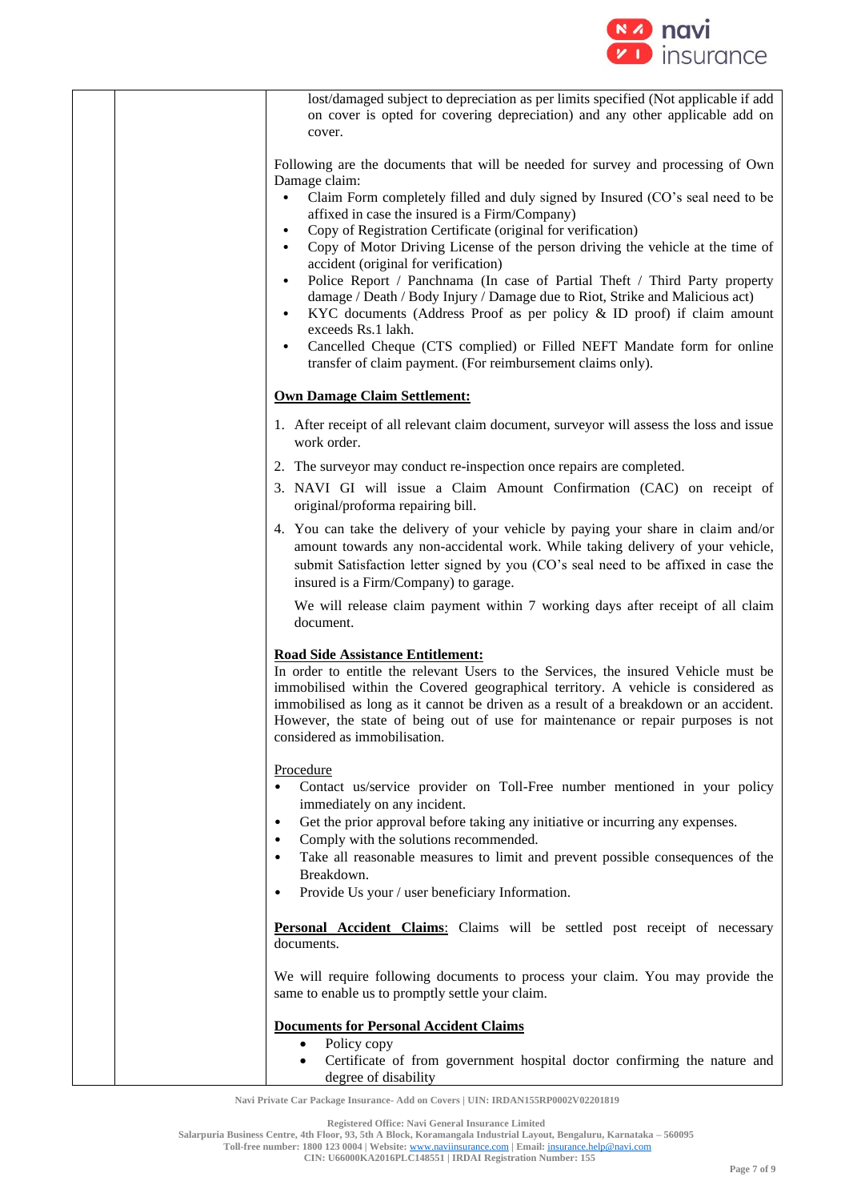lost/damaged subject to depreciation as per limits specified (Not applicable if add on cover is opted for covering depreciation) and any other applicable add on cover.

Following are the documents that will be needed for survey and processing of Own Damage claim:

- Claim Form completely filled and duly signed by Insured (CO's seal need to be affixed in case the insured is a Firm/Company)
- Copy of Registration Certificate (original for verification)
- Copy of Motor Driving License of the person driving the vehicle at the time of accident (original for verification)
- Police Report / Panchnama (In case of Partial Theft / Third Party property damage / Death / Body Injury / Damage due to Riot, Strike and Malicious act)
- KYC documents (Address Proof as per policy & ID proof) if claim amount exceeds Rs.1 lakh.
- Cancelled Cheque (CTS complied) or Filled NEFT Mandate form for online transfer of claim payment. (For reimbursement claims only).

**Own Damage Claim Settlement:**

1. After receipt of all relevant claim document, surveyor will assess the loss and issue work order.
2. The surveyor may conduct re-inspection once repairs are completed.
3. NAVI GI will issue a Claim Amount Confirmation (CAC) on receipt of original/proforma repairing bill.
4. You can take the delivery of your vehicle by paying your share in claim and/or amount towards any non-accidental work. While taking delivery of your vehicle, submit Satisfaction letter signed by you (CO's seal need to be affixed in case the insured is a Firm/Company) to garage.

   We will release claim payment within 7 working days after receipt of all claim document.

**Road Side Assistance Entitlement:**

In order to entitle the relevant Users to the Services, the insured Vehicle must be immobilised within the Covered geographical territory. A vehicle is considered as immobilised as long as it cannot be driven as a result of a breakdown or an accident. However, the state of being out of use for maintenance or repair purposes is not considered as immobilisation.

Procedure

- Contact us/service provider on Toll-Free number mentioned in your policy immediately on any incident.
- Get the prior approval before taking any initiative or incurring any expenses.
- Comply with the solutions recommended.
- Take all reasonable measures to limit and prevent possible consequences of the Breakdown.
- Provide Us your / user beneficiary Information.

**Personal Accident Claims**: Claims will be settled post receipt of necessary documents.

We will require following documents to process your claim. You may provide the same to enable us to promptly settle your claim.

**Documents for Personal Accident Claims**

- Policy copy
- Certificate of from government hospital doctor confirming the nature and degree of disability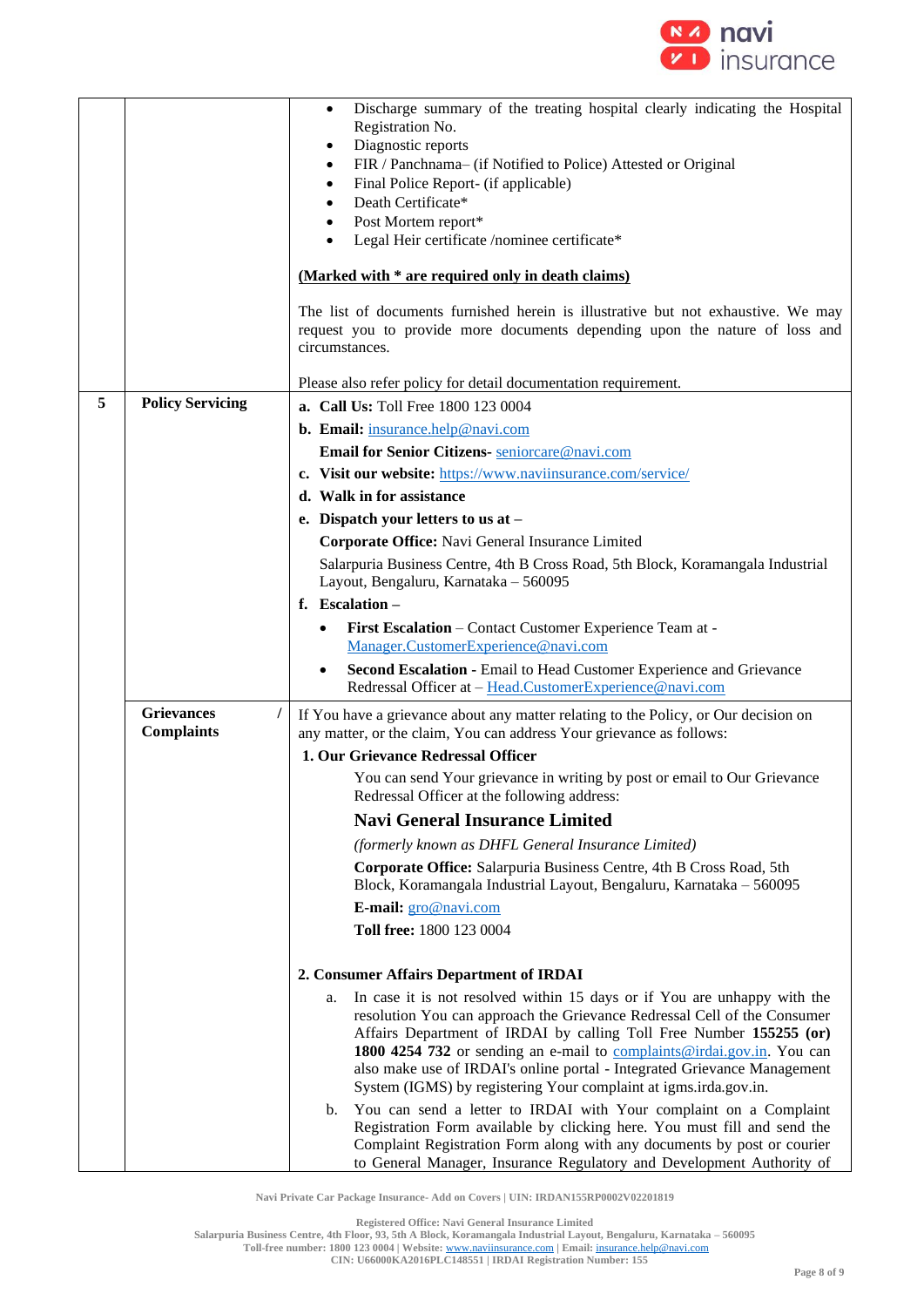| | | |
|---|---|---|
| | | • Discharge summary of the treating hospital clearly indicating the Hospital Registration No.<br>• Diagnostic reports<br>• FIR / Panchnama– (if Notified to Police) Attested or Original<br>• Final Police Report- (if applicable)<br>• Death Certificate*<br>• Post Mortem report*<br>• Legal Heir certificate /nominee certificate*<br><br>**(Marked with * are required only in death claims)**<br><br>The list of documents furnished herein is illustrative but not exhaustive. We may request you to provide more documents depending upon the nature of loss and circumstances.<br><br>Please also refer policy for detail documentation requirement. |
| **5** | **Policy Servicing** | **a. Call Us:** Toll Free 1800 123 0004<br>**b. Email:** insurance.help@navi.com<br>**Email for Senior Citizens-** seniorcare@navi.com<br>**c. Visit our website:** https://www.naviinsurance.com/service/<br>**d. Walk in for assistance**<br>**e. Dispatch your letters to us at –**<br>**Corporate Office:** Navi General Insurance Limited<br>Salarpuria Business Centre, 4th B Cross Road, 5th Block, Koramangala Industrial Layout, Bengaluru, Karnataka – 560095<br>**f. Escalation –**<br>• **First Escalation** – Contact Customer Experience Team at - Manager.CustomerExperience@navi.com<br>• **Second Escalation** - Email to Head Customer Experience and Grievance Redressal Officer at – Head.CustomerExperience@navi.com |
| | **Grievances / Complaints** | If You have a grievance about any matter relating to the Policy, or Our decision on any matter, or the claim, You can address Your grievance as follows:<br>**1. Our Grievance Redressal Officer**<br>You can send Your grievance in writing by post or email to Our Grievance Redressal Officer at the following address:<br>**Navi General Insurance Limited**<br>*(formerly known as DHFL General Insurance Limited)*<br>**Corporate Office:** Salarpuria Business Centre, 4th B Cross Road, 5th Block, Koramangala Industrial Layout, Bengaluru, Karnataka – 560095<br>**E-mail:** gro@navi.com<br>**Toll free:** 1800 123 0004<br><br>**2. Consumer Affairs Department of IRDAI**<br>a. In case it is not resolved within 15 days or if You are unhappy with the resolution You can approach the Grievance Redressal Cell of the Consumer Affairs Department of IRDAI by calling Toll Free Number **155255 (or) 1800 4254 732** or sending an e-mail to complaints@irdai.gov.in. You can also make use of IRDAI's online portal - Integrated Grievance Management System (IGMS) by registering Your complaint at igms.irda.gov.in.<br>b. You can send a letter to IRDAI with Your complaint on a Complaint Registration Form available by clicking here. You must fill and send the Complaint Registration Form along with any documents by post or courier to General Manager, Insurance Regulatory and Development Authority of |

Navi Private Car Package Insurance- Add on Covers | UIN: IRDAN155RP0002V02201819

Registered Office: Navi General Insurance Limited
Salarpuria Business Centre, 4th Floor, 93, 5th A Block, Koramangala Industrial Layout, Bengaluru, Karnataka – 560095
Toll-free number: 1800 123 0004 | Website: www.naviinsurance.com | Email: insurance.help@navi.com
CIN: U66000KA2016PLC148551 | IRDAI Registration Number: 155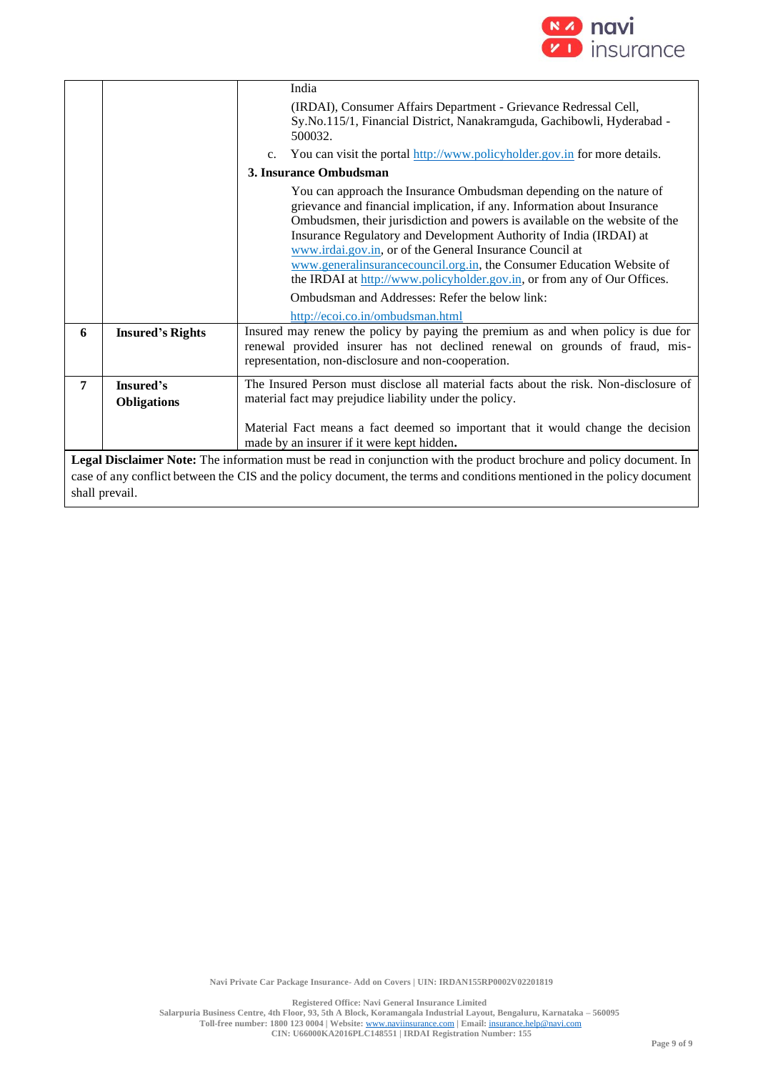| | | |
|---|---|---|
| | | India<br>(IRDAI), Consumer Affairs Department - Grievance Redressal Cell, Sy.No.115/1, Financial District, Nanakramguda, Gachibowli, Hyderabad - 500032.<br>c. You can visit the portal http://www.policyholder.gov.in for more details.<br>**3. Insurance Ombudsman**<br>You can approach the Insurance Ombudsman depending on the nature of grievance and financial implication, if any. Information about Insurance Ombudsmen, their jurisdiction and powers is available on the website of the Insurance Regulatory and Development Authority of India (IRDAI) at www.irdai.gov.in, or of the General Insurance Council at www.generalinsurancecouncil.org.in, the Consumer Education Website of the IRDAI at http://www.policyholder.gov.in, or from any of Our Offices.<br>Ombudsman and Addresses: Refer the below link:<br>http://ecoi.co.in/ombudsman.html |
| **6** | **Insured's Rights** | Insured may renew the policy by paying the premium as and when policy is due for renewal provided insurer has not declined renewal on grounds of fraud, mis-representation, non-disclosure and non-cooperation. |
| **7** | **Insured's Obligations** | The Insured Person must disclose all material facts about the risk. Non-disclosure of material fact may prejudice liability under the policy.<br><br>Material Fact means a fact deemed so important that it would change the decision made by an insurer if it were kept hidden**.** |

**Legal Disclaimer Note:** The information must be read in conjunction with the product brochure and policy document. In case of any conflict between the CIS and the policy document, the terms and conditions mentioned in the policy document shall prevail.